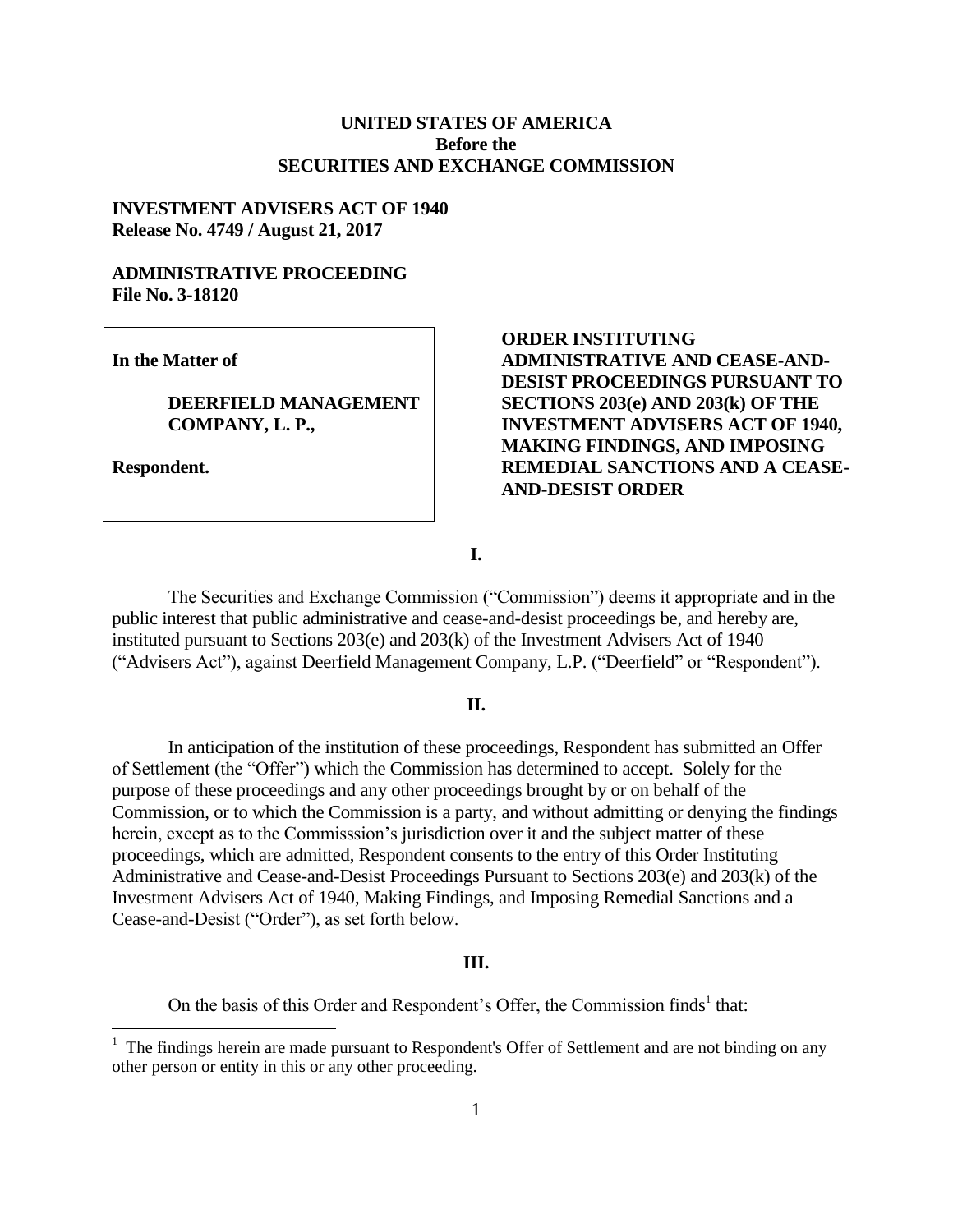**UNITED STATES OF AMERICA**
**Before the**
**SECURITIES AND EXCHANGE COMMISSION**

**INVESTMENT ADVISERS ACT OF 1940**
**Release No. 4749 / August 21, 2017**

**ADMINISTRATIVE PROCEEDING**
**File No. 3-18120**

| | |
|---|---|
| **In the Matter of**<br><br>**DEERFIELD MANAGEMENT COMPANY, L. P.,**<br><br>**Respondent.** | **ORDER INSTITUTING ADMINISTRATIVE AND CEASE-AND-DESIST PROCEEDINGS PURSUANT TO SECTIONS 203(e) AND 203(k) OF THE INVESTMENT ADVISERS ACT OF 1940, MAKING FINDINGS, AND IMPOSING REMEDIAL SANCTIONS AND A CEASE-AND-DESIST ORDER** |

**I.**

The Securities and Exchange Commission ("Commission") deems it appropriate and in the public interest that public administrative and cease-and-desist proceedings be, and hereby are, instituted pursuant to Sections 203(e) and 203(k) of the Investment Advisers Act of 1940 ("Advisers Act"), against Deerfield Management Company, L.P. ("Deerfield" or "Respondent").

**II.**

In anticipation of the institution of these proceedings, Respondent has submitted an Offer of Settlement (the "Offer") which the Commission has determined to accept. Solely for the purpose of these proceedings and any other proceedings brought by or on behalf of the Commission, or to which the Commission is a party, and without admitting or denying the findings herein, except as to the Commisssion's jurisdiction over it and the subject matter of these proceedings, which are admitted, Respondent consents to the entry of this Order Instituting Administrative and Cease-and-Desist Proceedings Pursuant to Sections 203(e) and 203(k) of the Investment Advisers Act of 1940, Making Findings, and Imposing Remedial Sanctions and a Cease-and-Desist ("Order"), as set forth below.

**III.**

On the basis of this Order and Respondent's Offer, the Commission finds[1] that:

[1] The findings herein are made pursuant to Respondent's Offer of Settlement and are not binding on any other person or entity in this or any other proceeding.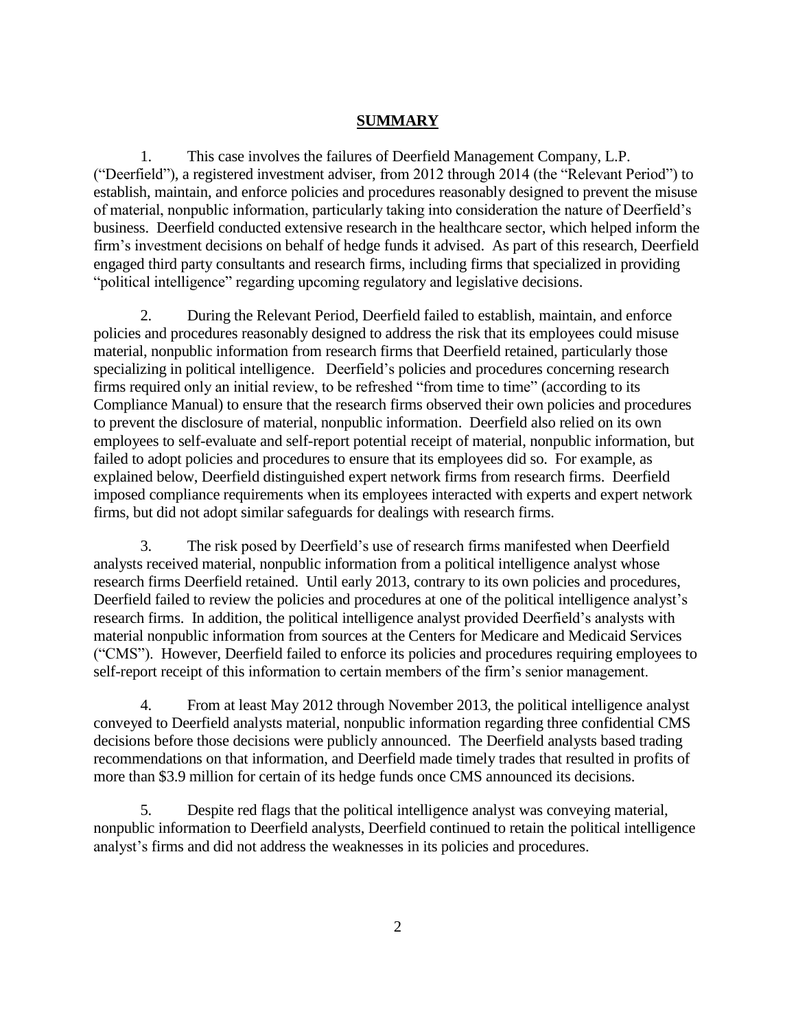## **SUMMARY**

1. This case involves the failures of Deerfield Management Company, L.P. ("Deerfield"), a registered investment adviser, from 2012 through 2014 (the "Relevant Period") to establish, maintain, and enforce policies and procedures reasonably designed to prevent the misuse of material, nonpublic information, particularly taking into consideration the nature of Deerfield's business. Deerfield conducted extensive research in the healthcare sector, which helped inform the firm's investment decisions on behalf of hedge funds it advised. As part of this research, Deerfield engaged third party consultants and research firms, including firms that specialized in providing "political intelligence" regarding upcoming regulatory and legislative decisions.

2. During the Relevant Period, Deerfield failed to establish, maintain, and enforce policies and procedures reasonably designed to address the risk that its employees could misuse material, nonpublic information from research firms that Deerfield retained, particularly those specializing in political intelligence. Deerfield's policies and procedures concerning research firms required only an initial review, to be refreshed "from time to time" (according to its Compliance Manual) to ensure that the research firms observed their own policies and procedures to prevent the disclosure of material, nonpublic information. Deerfield also relied on its own employees to self-evaluate and self-report potential receipt of material, nonpublic information, but failed to adopt policies and procedures to ensure that its employees did so. For example, as explained below, Deerfield distinguished expert network firms from research firms. Deerfield imposed compliance requirements when its employees interacted with experts and expert network firms, but did not adopt similar safeguards for dealings with research firms.

3. The risk posed by Deerfield's use of research firms manifested when Deerfield analysts received material, nonpublic information from a political intelligence analyst whose research firms Deerfield retained. Until early 2013, contrary to its own policies and procedures, Deerfield failed to review the policies and procedures at one of the political intelligence analyst's research firms. In addition, the political intelligence analyst provided Deerfield's analysts with material nonpublic information from sources at the Centers for Medicare and Medicaid Services ("CMS"). However, Deerfield failed to enforce its policies and procedures requiring employees to self-report receipt of this information to certain members of the firm's senior management.

4. From at least May 2012 through November 2013, the political intelligence analyst conveyed to Deerfield analysts material, nonpublic information regarding three confidential CMS decisions before those decisions were publicly announced. The Deerfield analysts based trading recommendations on that information, and Deerfield made timely trades that resulted in profits of more than $3.9 million for certain of its hedge funds once CMS announced its decisions.

5. Despite red flags that the political intelligence analyst was conveying material, nonpublic information to Deerfield analysts, Deerfield continued to retain the political intelligence analyst's firms and did not address the weaknesses in its policies and procedures.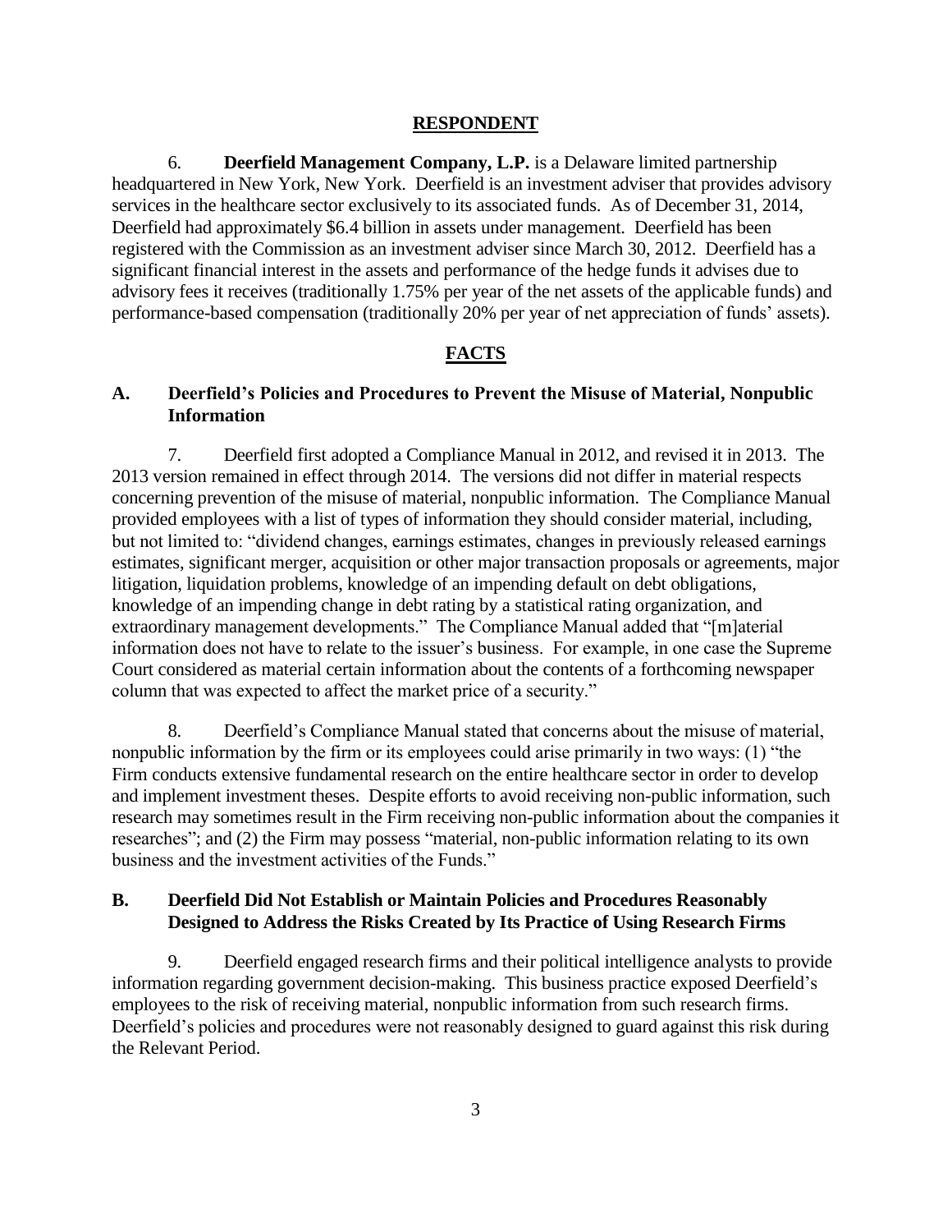## RESPONDENT

6. **Deerfield Management Company, L.P.** is a Delaware limited partnership headquartered in New York, New York. Deerfield is an investment adviser that provides advisory services in the healthcare sector exclusively to its associated funds. As of December 31, 2014, Deerfield had approximately $6.4 billion in assets under management. Deerfield has been registered with the Commission as an investment adviser since March 30, 2012. Deerfield has a significant financial interest in the assets and performance of the hedge funds it advises due to advisory fees it receives (traditionally 1.75% per year of the net assets of the applicable funds) and performance-based compensation (traditionally 20% per year of net appreciation of funds' assets).

## FACTS

### A. Deerfield's Policies and Procedures to Prevent the Misuse of Material, Nonpublic Information

7. Deerfield first adopted a Compliance Manual in 2012, and revised it in 2013. The 2013 version remained in effect through 2014. The versions did not differ in material respects concerning prevention of the misuse of material, nonpublic information. The Compliance Manual provided employees with a list of types of information they should consider material, including, but not limited to: "dividend changes, earnings estimates, changes in previously released earnings estimates, significant merger, acquisition or other major transaction proposals or agreements, major litigation, liquidation problems, knowledge of an impending default on debt obligations, knowledge of an impending change in debt rating by a statistical rating organization, and extraordinary management developments." The Compliance Manual added that "[m]aterial information does not have to relate to the issuer's business. For example, in one case the Supreme Court considered as material certain information about the contents of a forthcoming newspaper column that was expected to affect the market price of a security."

8. Deerfield's Compliance Manual stated that concerns about the misuse of material, nonpublic information by the firm or its employees could arise primarily in two ways: (1) "the Firm conducts extensive fundamental research on the entire healthcare sector in order to develop and implement investment theses. Despite efforts to avoid receiving non-public information, such research may sometimes result in the Firm receiving non-public information about the companies it researches"; and (2) the Firm may possess "material, non-public information relating to its own business and the investment activities of the Funds."

### B. Deerfield Did Not Establish or Maintain Policies and Procedures Reasonably Designed to Address the Risks Created by Its Practice of Using Research Firms

9. Deerfield engaged research firms and their political intelligence analysts to provide information regarding government decision-making. This business practice exposed Deerfield's employees to the risk of receiving material, nonpublic information from such research firms. Deerfield's policies and procedures were not reasonably designed to guard against this risk during the Relevant Period.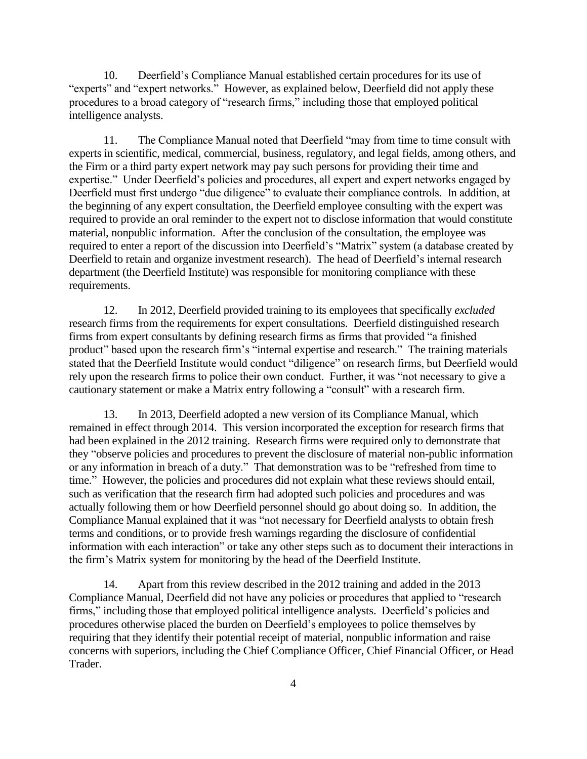10. Deerfield's Compliance Manual established certain procedures for its use of "experts" and "expert networks." However, as explained below, Deerfield did not apply these procedures to a broad category of "research firms," including those that employed political intelligence analysts.

11. The Compliance Manual noted that Deerfield "may from time to time consult with experts in scientific, medical, commercial, business, regulatory, and legal fields, among others, and the Firm or a third party expert network may pay such persons for providing their time and expertise." Under Deerfield's policies and procedures, all expert and expert networks engaged by Deerfield must first undergo "due diligence" to evaluate their compliance controls. In addition, at the beginning of any expert consultation, the Deerfield employee consulting with the expert was required to provide an oral reminder to the expert not to disclose information that would constitute material, nonpublic information. After the conclusion of the consultation, the employee was required to enter a report of the discussion into Deerfield's "Matrix" system (a database created by Deerfield to retain and organize investment research). The head of Deerfield's internal research department (the Deerfield Institute) was responsible for monitoring compliance with these requirements.

12. In 2012, Deerfield provided training to its employees that specifically *excluded* research firms from the requirements for expert consultations. Deerfield distinguished research firms from expert consultants by defining research firms as firms that provided "a finished product" based upon the research firm's "internal expertise and research." The training materials stated that the Deerfield Institute would conduct "diligence" on research firms, but Deerfield would rely upon the research firms to police their own conduct. Further, it was "not necessary to give a cautionary statement or make a Matrix entry following a "consult" with a research firm.

13. In 2013, Deerfield adopted a new version of its Compliance Manual, which remained in effect through 2014. This version incorporated the exception for research firms that had been explained in the 2012 training. Research firms were required only to demonstrate that they "observe policies and procedures to prevent the disclosure of material non-public information or any information in breach of a duty." That demonstration was to be "refreshed from time to time." However, the policies and procedures did not explain what these reviews should entail, such as verification that the research firm had adopted such policies and procedures and was actually following them or how Deerfield personnel should go about doing so. In addition, the Compliance Manual explained that it was "not necessary for Deerfield analysts to obtain fresh terms and conditions, or to provide fresh warnings regarding the disclosure of confidential information with each interaction" or take any other steps such as to document their interactions in the firm's Matrix system for monitoring by the head of the Deerfield Institute.

14. Apart from this review described in the 2012 training and added in the 2013 Compliance Manual, Deerfield did not have any policies or procedures that applied to "research firms," including those that employed political intelligence analysts. Deerfield's policies and procedures otherwise placed the burden on Deerfield's employees to police themselves by requiring that they identify their potential receipt of material, nonpublic information and raise concerns with superiors, including the Chief Compliance Officer, Chief Financial Officer, or Head Trader.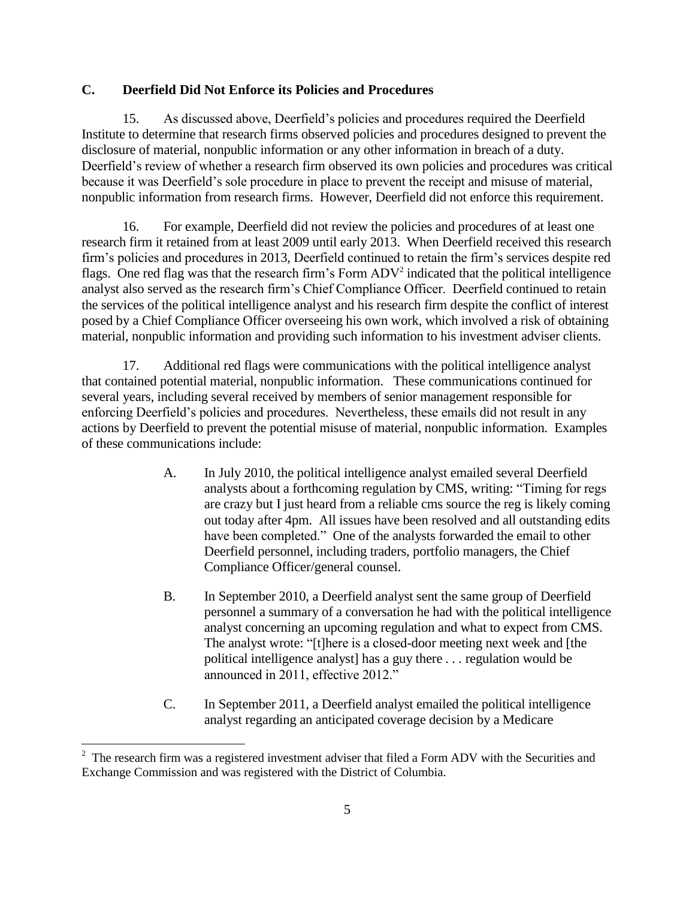### C. Deerfield Did Not Enforce its Policies and Procedures

15. As discussed above, Deerfield's policies and procedures required the Deerfield Institute to determine that research firms observed policies and procedures designed to prevent the disclosure of material, nonpublic information or any other information in breach of a duty. Deerfield's review of whether a research firm observed its own policies and procedures was critical because it was Deerfield's sole procedure in place to prevent the receipt and misuse of material, nonpublic information from research firms. However, Deerfield did not enforce this requirement.

16. For example, Deerfield did not review the policies and procedures of at least one research firm it retained from at least 2009 until early 2013. When Deerfield received this research firm's policies and procedures in 2013, Deerfield continued to retain the firm's services despite red flags. One red flag was that the research firm's Form ADV[2] indicated that the political intelligence analyst also served as the research firm's Chief Compliance Officer. Deerfield continued to retain the services of the political intelligence analyst and his research firm despite the conflict of interest posed by a Chief Compliance Officer overseeing his own work, which involved a risk of obtaining material, nonpublic information and providing such information to his investment adviser clients.

17. Additional red flags were communications with the political intelligence analyst that contained potential material, nonpublic information. These communications continued for several years, including several received by members of senior management responsible for enforcing Deerfield's policies and procedures. Nevertheless, these emails did not result in any actions by Deerfield to prevent the potential misuse of material, nonpublic information. Examples of these communications include:

A. In July 2010, the political intelligence analyst emailed several Deerfield analysts about a forthcoming regulation by CMS, writing: "Timing for regs are crazy but I just heard from a reliable cms source the reg is likely coming out today after 4pm. All issues have been resolved and all outstanding edits have been completed." One of the analysts forwarded the email to other Deerfield personnel, including traders, portfolio managers, the Chief Compliance Officer/general counsel.

B. In September 2010, a Deerfield analyst sent the same group of Deerfield personnel a summary of a conversation he had with the political intelligence analyst concerning an upcoming regulation and what to expect from CMS. The analyst wrote: "[t]here is a closed-door meeting next week and [the political intelligence analyst] has a guy there . . . regulation would be announced in 2011, effective 2012."

C. In September 2011, a Deerfield analyst emailed the political intelligence analyst regarding an anticipated coverage decision by a Medicare

---

[2] The research firm was a registered investment adviser that filed a Form ADV with the Securities and Exchange Commission and was registered with the District of Columbia.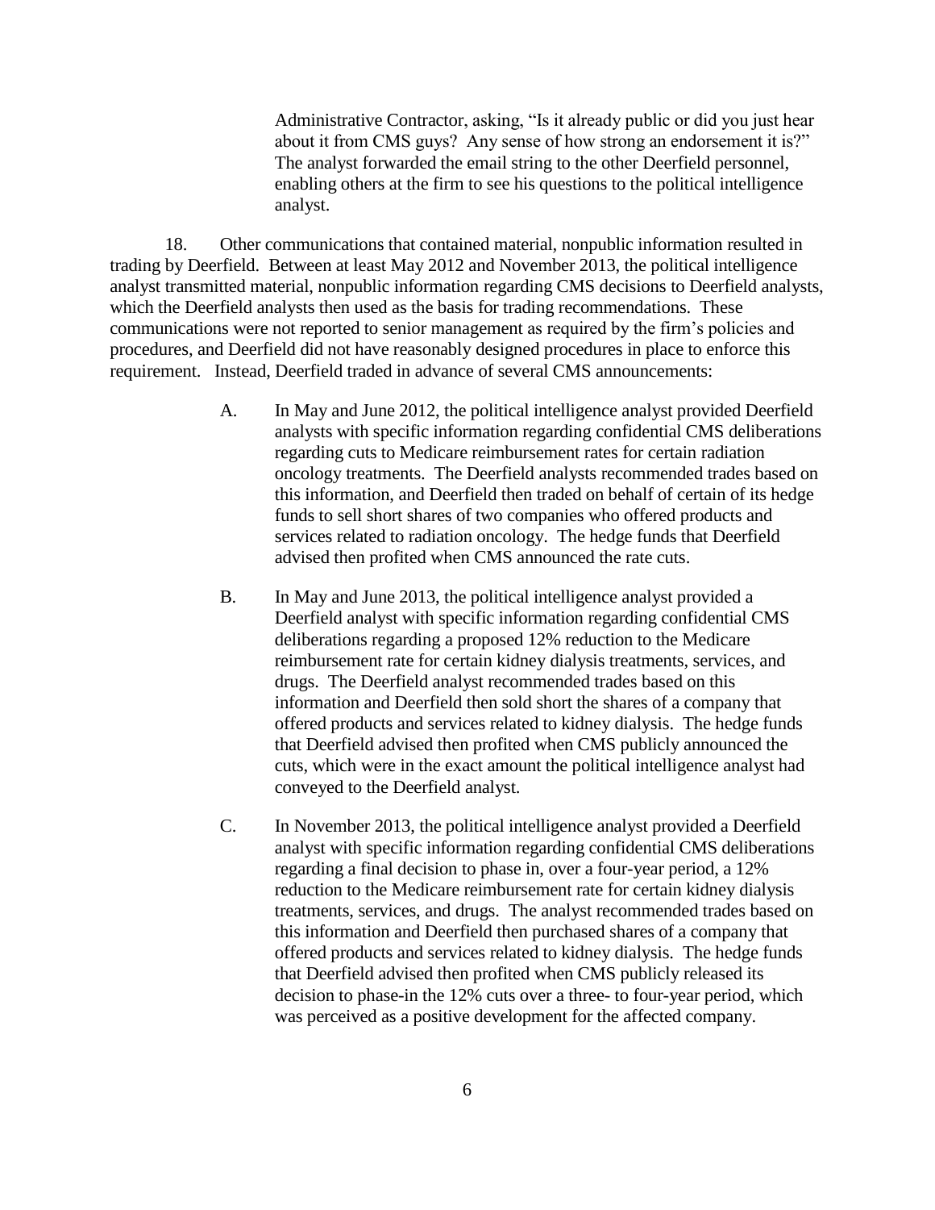Administrative Contractor, asking, "Is it already public or did you just hear about it from CMS guys? Any sense of how strong an endorsement it is?" The analyst forwarded the email string to the other Deerfield personnel, enabling others at the firm to see his questions to the political intelligence analyst.

18. Other communications that contained material, nonpublic information resulted in trading by Deerfield. Between at least May 2012 and November 2013, the political intelligence analyst transmitted material, nonpublic information regarding CMS decisions to Deerfield analysts, which the Deerfield analysts then used as the basis for trading recommendations. These communications were not reported to senior management as required by the firm's policies and procedures, and Deerfield did not have reasonably designed procedures in place to enforce this requirement. Instead, Deerfield traded in advance of several CMS announcements:

A. In May and June 2012, the political intelligence analyst provided Deerfield analysts with specific information regarding confidential CMS deliberations regarding cuts to Medicare reimbursement rates for certain radiation oncology treatments. The Deerfield analysts recommended trades based on this information, and Deerfield then traded on behalf of certain of its hedge funds to sell short shares of two companies who offered products and services related to radiation oncology. The hedge funds that Deerfield advised then profited when CMS announced the rate cuts.

B. In May and June 2013, the political intelligence analyst provided a Deerfield analyst with specific information regarding confidential CMS deliberations regarding a proposed 12% reduction to the Medicare reimbursement rate for certain kidney dialysis treatments, services, and drugs. The Deerfield analyst recommended trades based on this information and Deerfield then sold short the shares of a company that offered products and services related to kidney dialysis. The hedge funds that Deerfield advised then profited when CMS publicly announced the cuts, which were in the exact amount the political intelligence analyst had conveyed to the Deerfield analyst.

C. In November 2013, the political intelligence analyst provided a Deerfield analyst with specific information regarding confidential CMS deliberations regarding a final decision to phase in, over a four-year period, a 12% reduction to the Medicare reimbursement rate for certain kidney dialysis treatments, services, and drugs. The analyst recommended trades based on this information and Deerfield then purchased shares of a company that offered products and services related to kidney dialysis. The hedge funds that Deerfield advised then profited when CMS publicly released its decision to phase-in the 12% cuts over a three- to four-year period, which was perceived as a positive development for the affected company.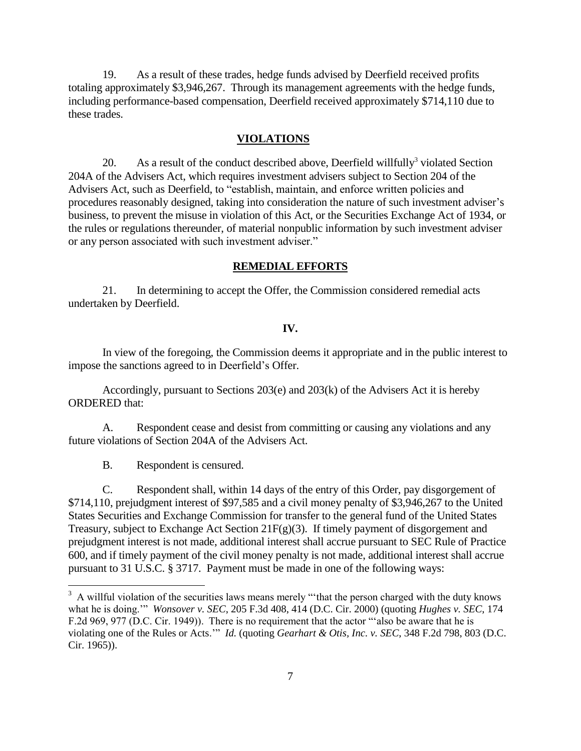19. As a result of these trades, hedge funds advised by Deerfield received profits totaling approximately $3,946,267. Through its management agreements with the hedge funds, including performance-based compensation, Deerfield received approximately $714,110 due to these trades.

## **VIOLATIONS**

20. As a result of the conduct described above, Deerfield willfully[3] violated Section 204A of the Advisers Act, which requires investment advisers subject to Section 204 of the Advisers Act, such as Deerfield, to "establish, maintain, and enforce written policies and procedures reasonably designed, taking into consideration the nature of such investment adviser's business, to prevent the misuse in violation of this Act, or the Securities Exchange Act of 1934, or the rules or regulations thereunder, of material nonpublic information by such investment adviser or any person associated with such investment adviser."

## **REMEDIAL EFFORTS**

21. In determining to accept the Offer, the Commission considered remedial acts undertaken by Deerfield.

## **IV.**

In view of the foregoing, the Commission deems it appropriate and in the public interest to impose the sanctions agreed to in Deerfield's Offer.

Accordingly, pursuant to Sections 203(e) and 203(k) of the Advisers Act it is hereby ORDERED that:

A. Respondent cease and desist from committing or causing any violations and any future violations of Section 204A of the Advisers Act.

B. Respondent is censured.

C. Respondent shall, within 14 days of the entry of this Order, pay disgorgement of $714,110, prejudgment interest of $97,585 and a civil money penalty of $3,946,267 to the United States Securities and Exchange Commission for transfer to the general fund of the United States Treasury, subject to Exchange Act Section 21F(g)(3). If timely payment of disgorgement and prejudgment interest is not made, additional interest shall accrue pursuant to SEC Rule of Practice 600, and if timely payment of the civil money penalty is not made, additional interest shall accrue pursuant to 31 U.S.C. § 3717. Payment must be made in one of the following ways:

---

[3] A willful violation of the securities laws means merely "'that the person charged with the duty knows what he is doing.'" *Wonsover v. SEC*, 205 F.3d 408, 414 (D.C. Cir. 2000) (quoting *Hughes v. SEC*, 174 F.2d 969, 977 (D.C. Cir. 1949)). There is no requirement that the actor "'also be aware that he is violating one of the Rules or Acts.'" *Id.* (quoting *Gearhart & Otis, Inc. v. SEC*, 348 F.2d 798, 803 (D.C. Cir. 1965)).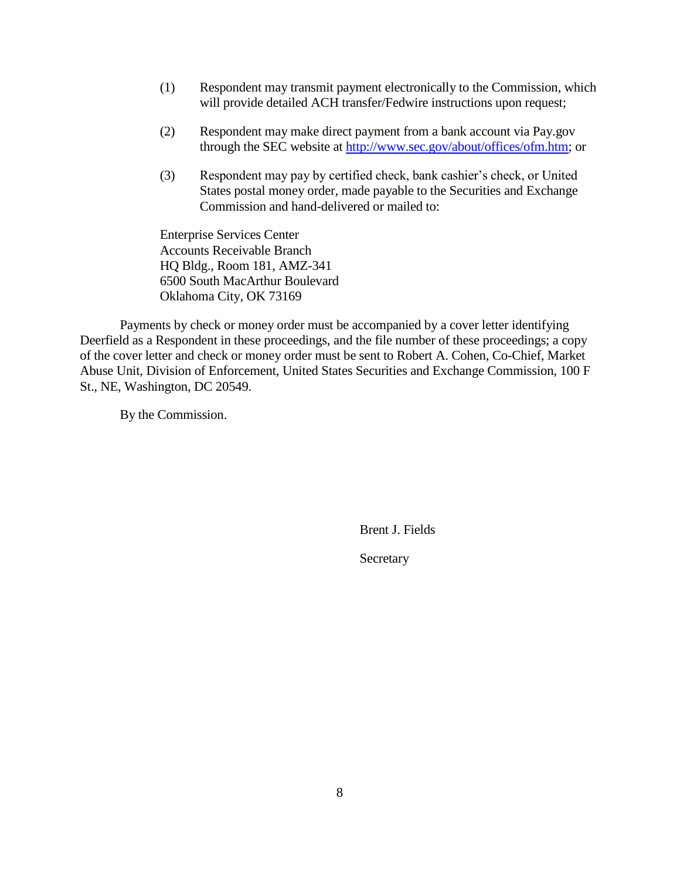(1) Respondent may transmit payment electronically to the Commission, which will provide detailed ACH transfer/Fedwire instructions upon request;

(2) Respondent may make direct payment from a bank account via Pay.gov through the SEC website at http://www.sec.gov/about/offices/ofm.htm; or

(3) Respondent may pay by certified check, bank cashier's check, or United States postal money order, made payable to the Securities and Exchange Commission and hand-delivered or mailed to:

Enterprise Services Center
Accounts Receivable Branch
HQ Bldg., Room 181, AMZ-341
6500 South MacArthur Boulevard
Oklahoma City, OK 73169

Payments by check or money order must be accompanied by a cover letter identifying Deerfield as a Respondent in these proceedings, and the file number of these proceedings; a copy of the cover letter and check or money order must be sent to Robert A. Cohen, Co-Chief, Market Abuse Unit, Division of Enforcement, United States Securities and Exchange Commission, 100 F St., NE, Washington, DC 20549.

By the Commission.

Brent J. Fields

Secretary